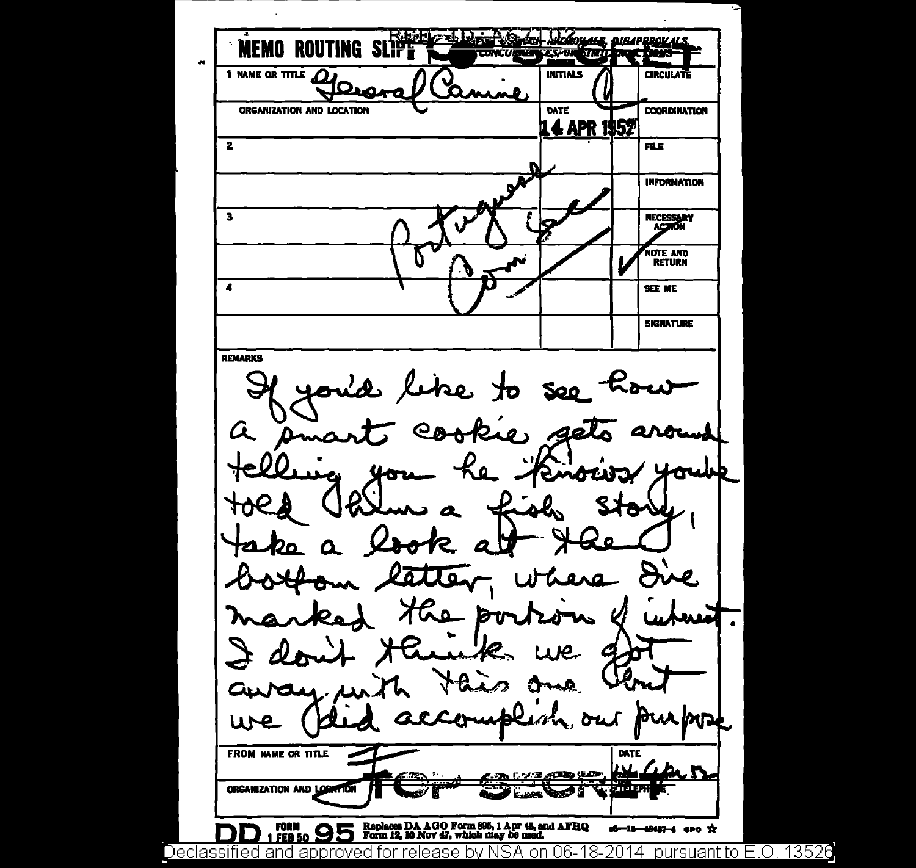**MEMO ROUTING SLIP** — REF ID: A67102 — SECRET

NEVER USE FOR APPROVALS, DISAPPROVALS, CONCURRENCES, OR SIMILAR ACTIONS

| | INITIALS | | |
|---|---|---|---|
| 1 NAME OR TITLE: General Canine | C | | CIRCULATE |
| ORGANIZATION AND LOCATION | DATE: 14 APR 1952 | | COORDINATION |
| 2 | | | FILE |
| | | | INFORMATION |
| 3 | | | NECESSARY ACTION |
| | | ✓ | NOTE AND RETURN |
| 4 | | | SEE ME |
| | | | SIGNATURE |

Portuguese Com (?)

**REMARKS**

If you'd like to see how a smart cookie gets around telling you he "knows" you've told him a fish story, take a look at the bottom letter, where I've marked the portion of interest. I don't think we got away with this one but we did accomplish our purpose

FROM NAME OR TITLE: F — DATE: 14 Apr 52

ORGANIZATION AND LOCATION — TELEPHONE

TOP SECRET

DD FORM 1 FEB 50 95 — Replaces DA AGO Form 895, 1 Apr 48, and AFHQ Form 12, 10 Nov 47, which may be used.

Declassified and approved for release by NSA on 06-18-2014 pursuant to E.O. 13526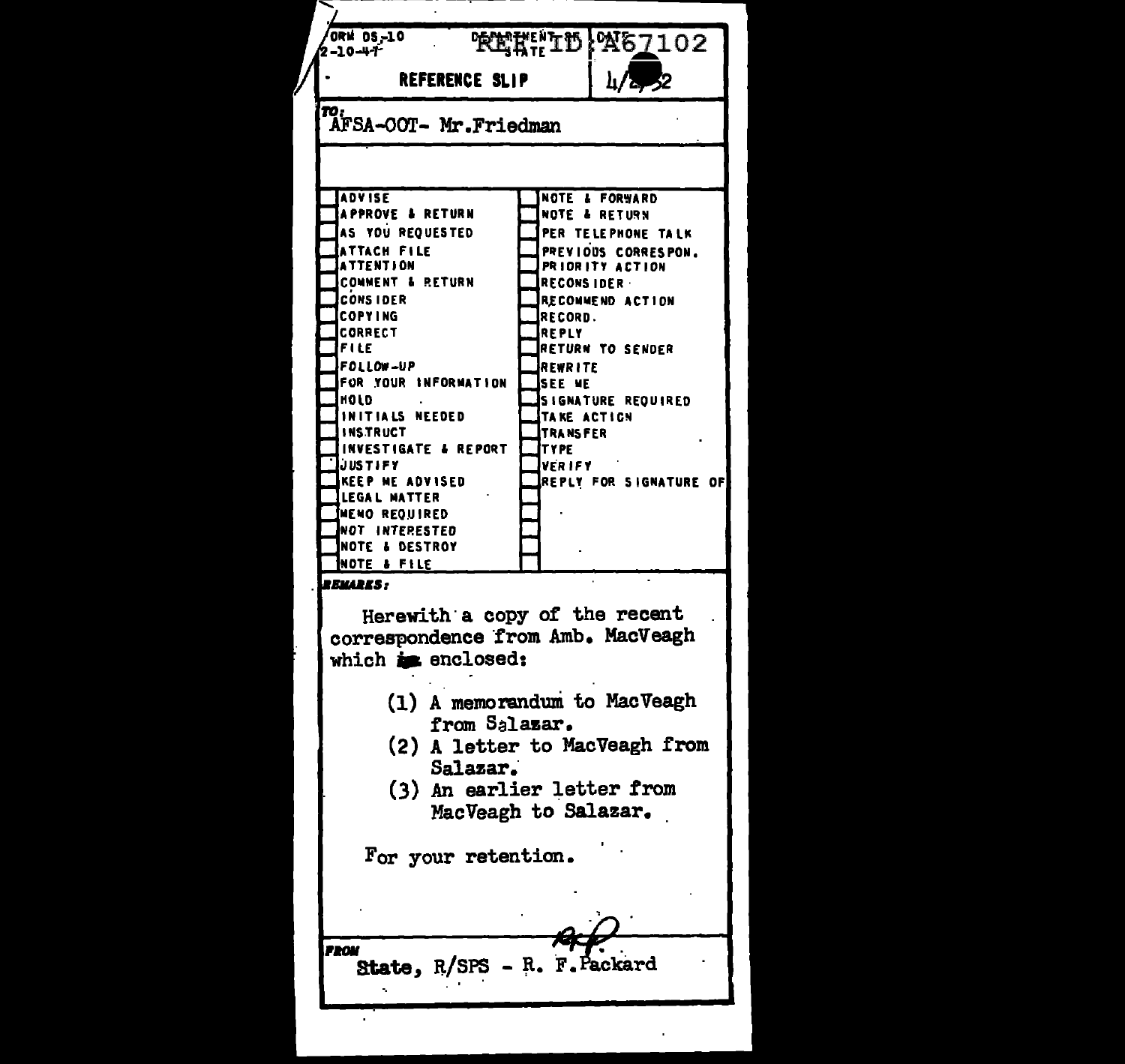FORM DS-10
2-10-47

DEPARTMENT OF STATE

REF ID:A67102

DATE 4/2?/52

**REFERENCE SLIP**

TO:
AFSA-OOT- Mr.Friedman

| | | | |
|---|---|---|---|
| ☐ | ADVISE | ☐ | NOTE & FORWARD |
| ☐ | APPROVE & RETURN | ☐ | NOTE & RETURN |
| ☐ | AS YOU REQUESTED | ☐ | PER TELEPHONE TALK |
| ☐ | ATTACH FILE | ☐ | PREVIOUS CORRESPON. |
| ☐ | ATTENTION | ☐ | PRIORITY ACTION |
| ☐ | COMMENT & RETURN | ☐ | RECONSIDER |
| ☐ | CONSIDER | ☐ | RECOMMEND ACTION |
| ☐ | COPYING | ☐ | RECORD. |
| ☐ | CORRECT | ☐ | REPLY |
| ☐ | FILE | ☐ | RETURN TO SENDER |
| ☐ | FOLLOW-UP | ☐ | REWRITE |
| ☐ | FOR YOUR INFORMATION | ☐ | SEE ME |
| ☐ | HOLD | ☐ | SIGNATURE REQUIRED |
| ☐ | INITIALS NEEDED | ☐ | TAKE ACTION |
| ☐ | INSTRUCT | ☐ | TRANSFER |
| ☐ | INVESTIGATE & REPORT | ☐ | TYPE |
| ☐ | JUSTIFY | ☐ | VERIFY |
| ☐ | KEEP ME ADVISED | ☐ | REPLY FOR SIGNATURE OF |
| ☐ | LEGAL MATTER | ☐ | |
| ☐ | MEMO REQUIRED | ☐ | |
| ☐ | NOT INTERESTED | ☐ | |
| ☐ | NOTE & DESTROY | ☐ | |
| ☐ | NOTE & FILE | ☐ | |

REMARKS:

Herewith a copy of the recent correspondence from Amb. MacVeagh which ~~is~~ enclosed:

(1) A memorandum to MacVeagh from Salazar.
(2) A letter to MacVeagh from Salazar.
(3) An earlier letter from MacVeagh to Salazar.

For your retention.

RFP

FROM
State, R/SPS - R. F. Packard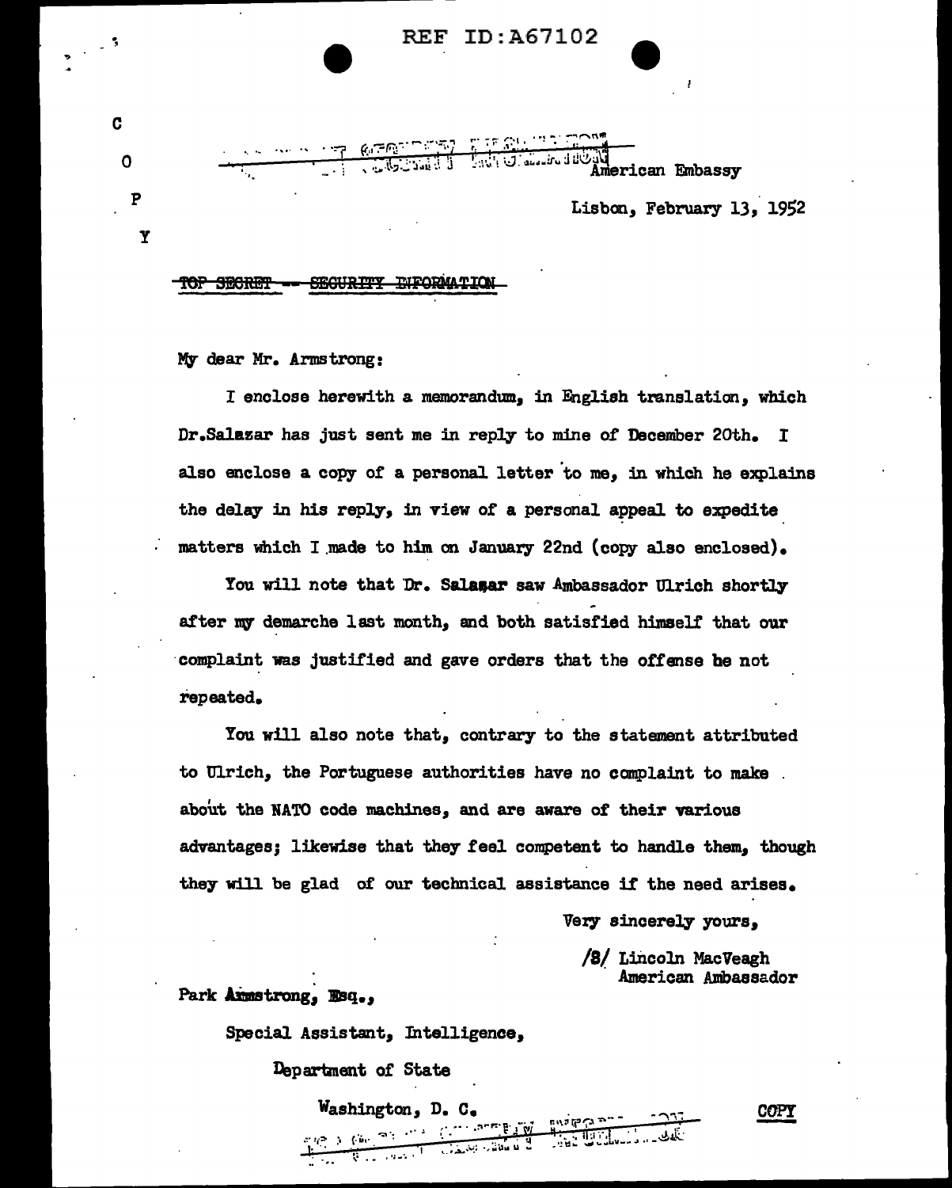REF ID:A67102

C
O
P
Y

American Embassy

Lisbon, February 13, 1952

~~TOP SECRET -- SECURITY INFORMATION~~

My dear Mr. Armstrong:

I enclose herewith a memorandum, in English translation, which Dr.Salazar has just sent me in reply to mine of December 20th. I also enclose a copy of a personal letter to me, in which he explains the delay in his reply, in view of a personal appeal to expedite matters which I made to him on January 22nd (copy also enclosed).

You will note that Dr. Salazar saw Ambassador Ulrich shortly after my demarche last month, and both satisfied himself that our complaint was justified and gave orders that the offense be not repeated.

You will also note that, contrary to the statement attributed to Ulrich, the Portuguese authorities have no complaint to make about the NATO code machines, and are aware of their various advantages; likewise that they feel competent to handle them, though they will be glad of our technical assistance if the need arises.

Very sincerely yours,

/S/ Lincoln MacVeagh
American Ambassador

Park Armstrong, Esq.,

Special Assistant, Intelligence,

Department of State

Washington, D. C.

COPY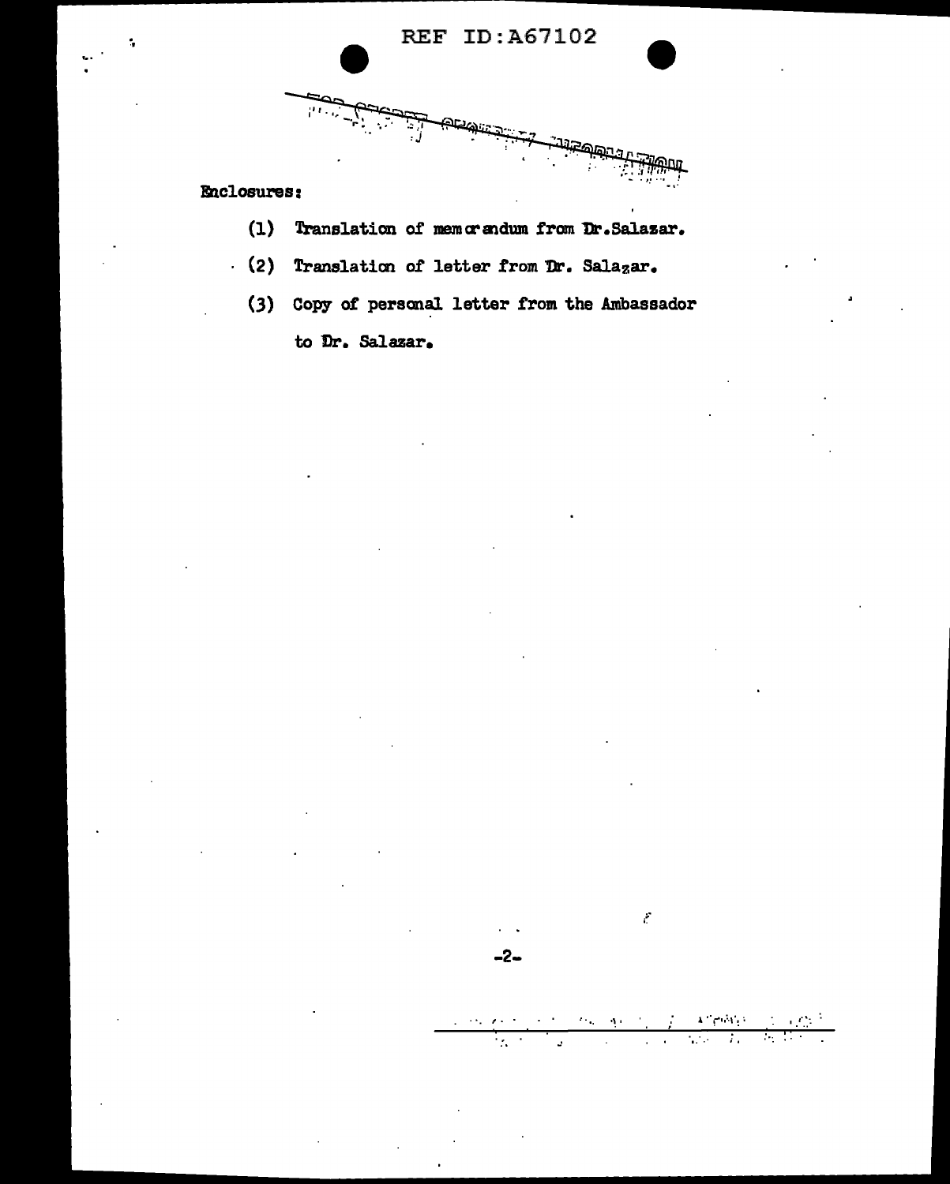Enclosures:

(1) Translation of memorandum from Dr. Salazar.

(2) Translation of letter from Dr. Salazar.

(3) Copy of personal letter from the Ambassador to Dr. Salazar.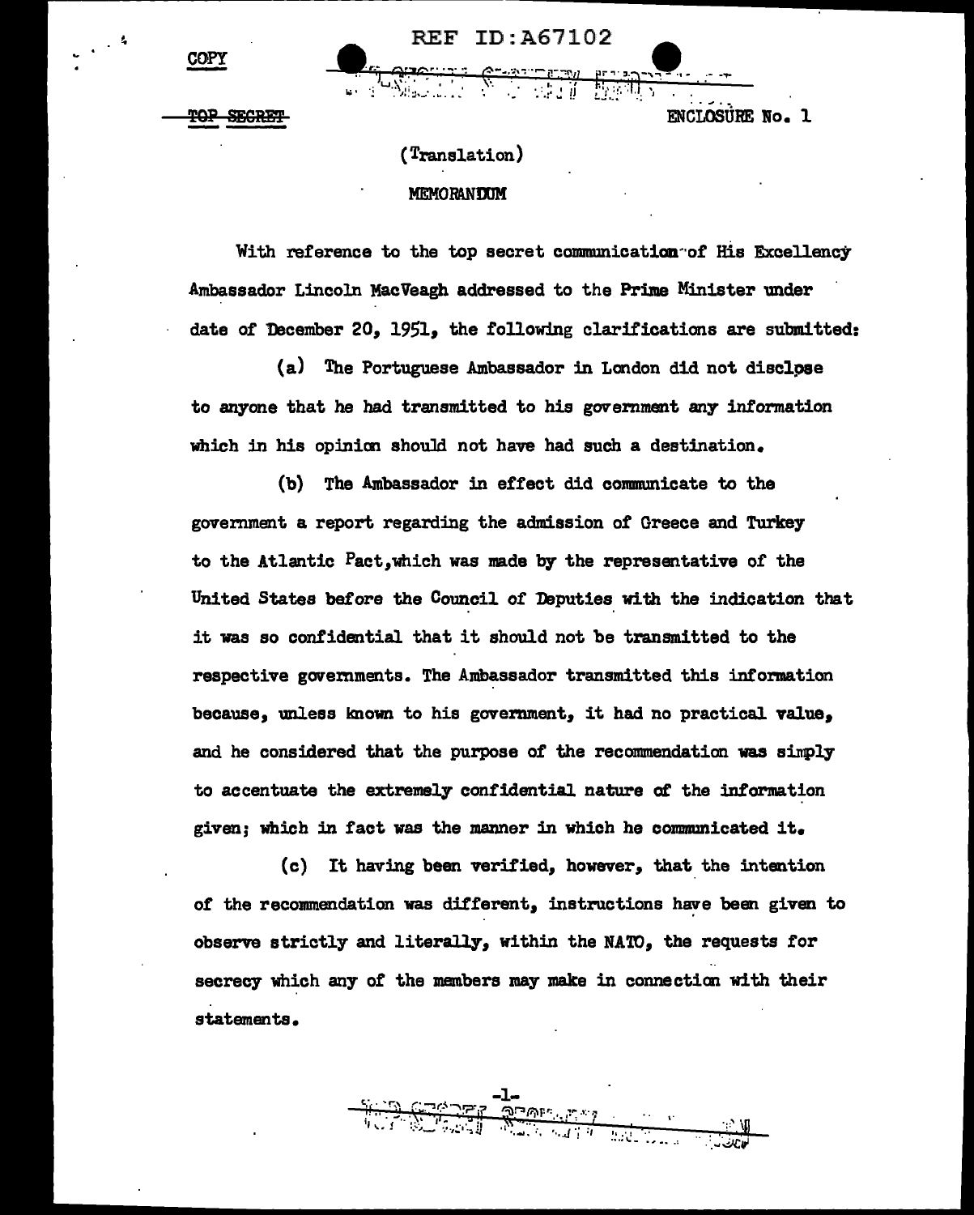COPY

~~TOP SECRET~~

ENCLOSURE No. 1

(Translation)

MEMORANDUM

With reference to the top secret communication of His Excellency Ambassador Lincoln MacVeagh addressed to the Prime Minister under date of December 20, 1951, the following clarifications are submitted:

(a) The Portuguese Ambassador in London did not disclose to anyone that he had transmitted to his government any information which in his opinion should not have had such a destination.

(b) The Ambassador in effect did communicate to the government a report regarding the admission of Greece and Turkey to the Atlantic Pact, which was made by the representative of the United States before the Council of Deputies with the indication that it was so confidential that it should not be transmitted to the respective governments. The Ambassador transmitted this information because, unless known to his government, it had no practical value, and he considered that the purpose of the recommendation was simply to accentuate the extremely confidential nature of the information given; which in fact was the manner in which he communicated it.

(c) It having been verified, however, that the intention of the recommendation was different, instructions have been given to observe strictly and literally, within the NATO, the requests for secrecy which any of the members may make in connection with their statements.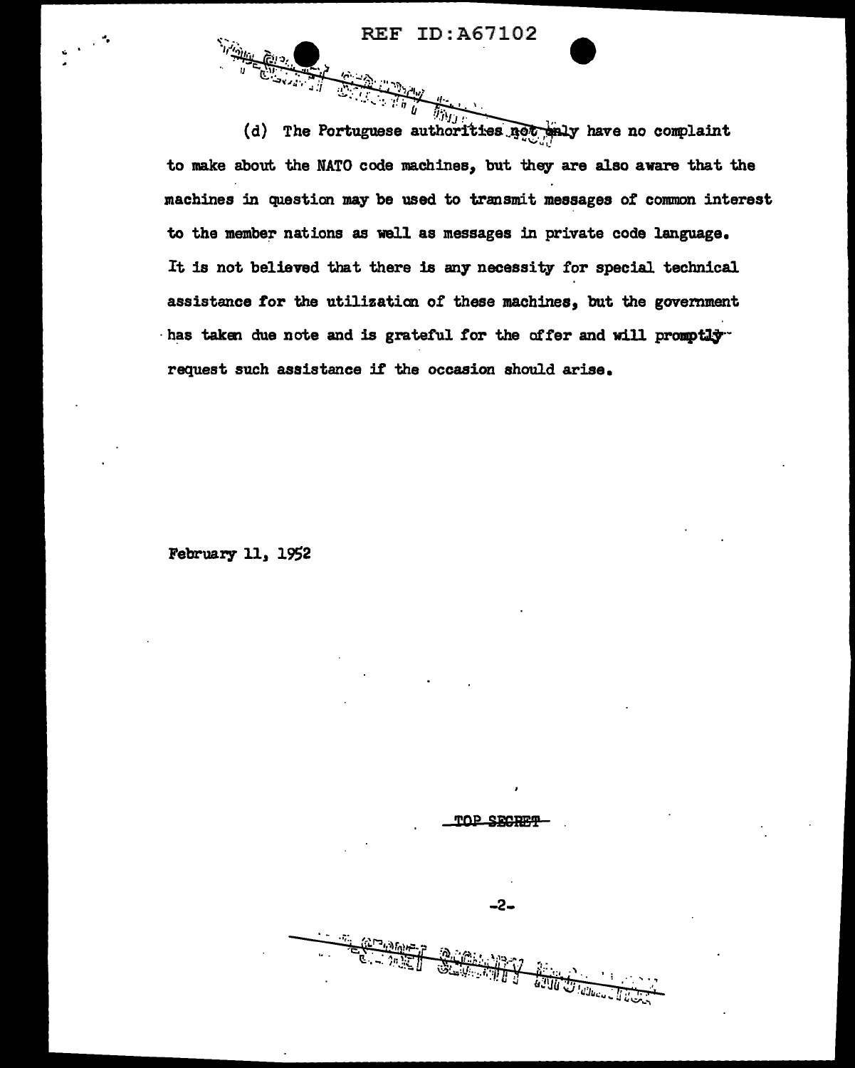(d) The Portuguese authorities not only have no complaint to make about the NATO code machines, but they are also aware that the machines in question may be used to transmit messages of common interest to the member nations as well as messages in private code language. It is not believed that there is any necessity for special technical assistance for the utilization of these machines, but the government has taken due note and is grateful for the offer and will promptly request such assistance if the occasion should arise.

February 11, 1952

TOP SECRET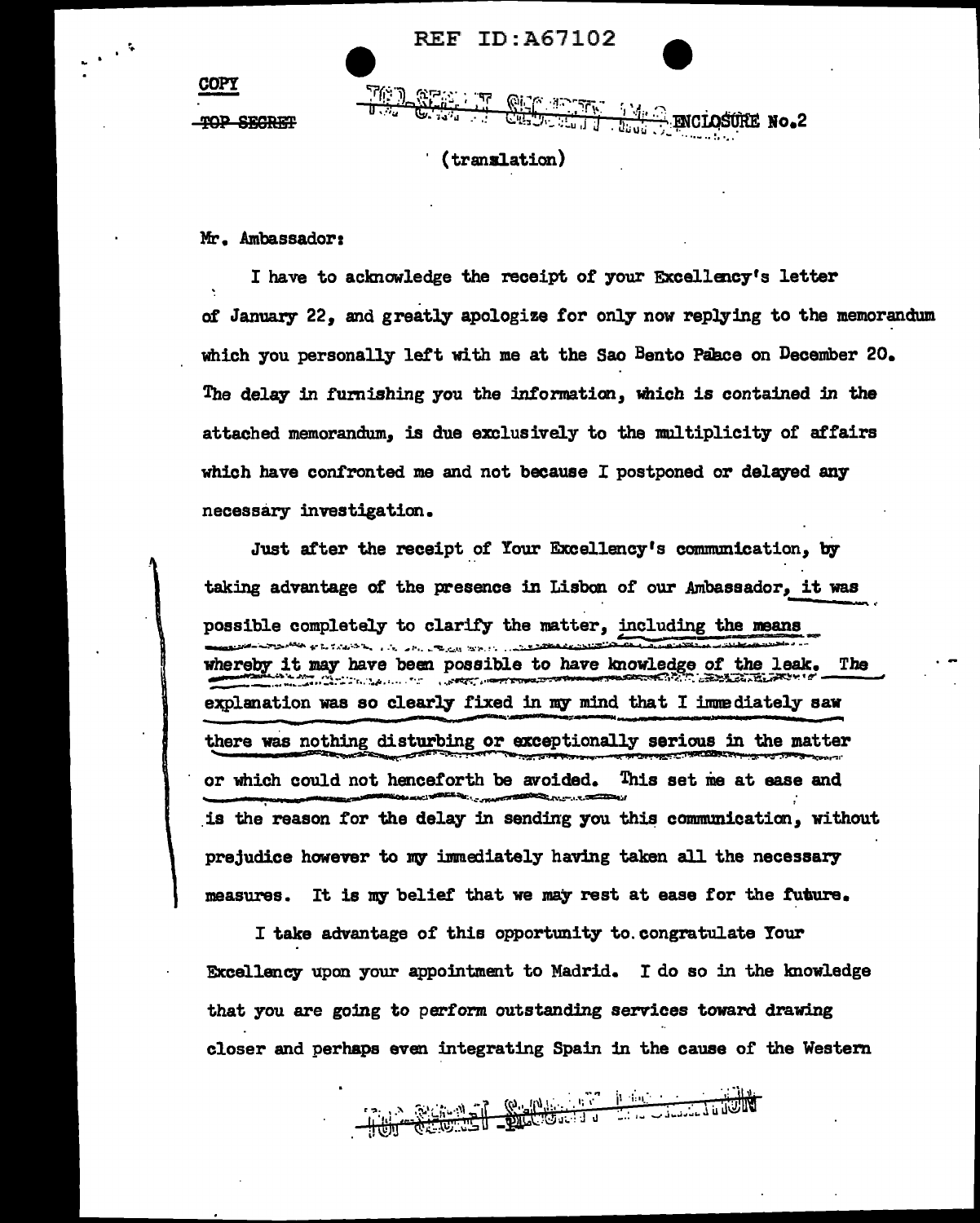COPY

~~TOP SECRET~~

TOP SECRET SECURITY INFORMATION ENCLOSURE No.2

(translation)

Mr. Ambassador:

I have to acknowledge the receipt of your Excellency's letter of January 22, and greatly apologize for only now replying to the memorandum which you personally left with me at the Sao Bento Palace on December 20. The delay in furnishing you the information, which is contained in the attached memorandum, is due exclusively to the multiplicity of affairs which have confronted me and not because I postponed or delayed any necessary investigation.

Just after the receipt of Your Excellency's communication, by taking advantage of the presence in Lisbon of our Ambassador, it was possible completely to clarify the matter, including the means whereby it may have been possible to have knowledge of the leak. The explanation was so clearly fixed in my mind that I immediately saw there was nothing disturbing or exceptionally serious in the matter or which could not henceforth be avoided. This set me at ease and is the reason for the delay in sending you this communication, without prejudice however to my immediately having taken all the necessary measures. It is my belief that we may rest at ease for the future.

I take advantage of this opportunity to congratulate Your Excellency upon your appointment to Madrid. I do so in the knowledge that you are going to perform outstanding services toward drawing closer and perhaps even integrating Spain in the cause of the Western

TOP SECRET SECURITY INFORMATION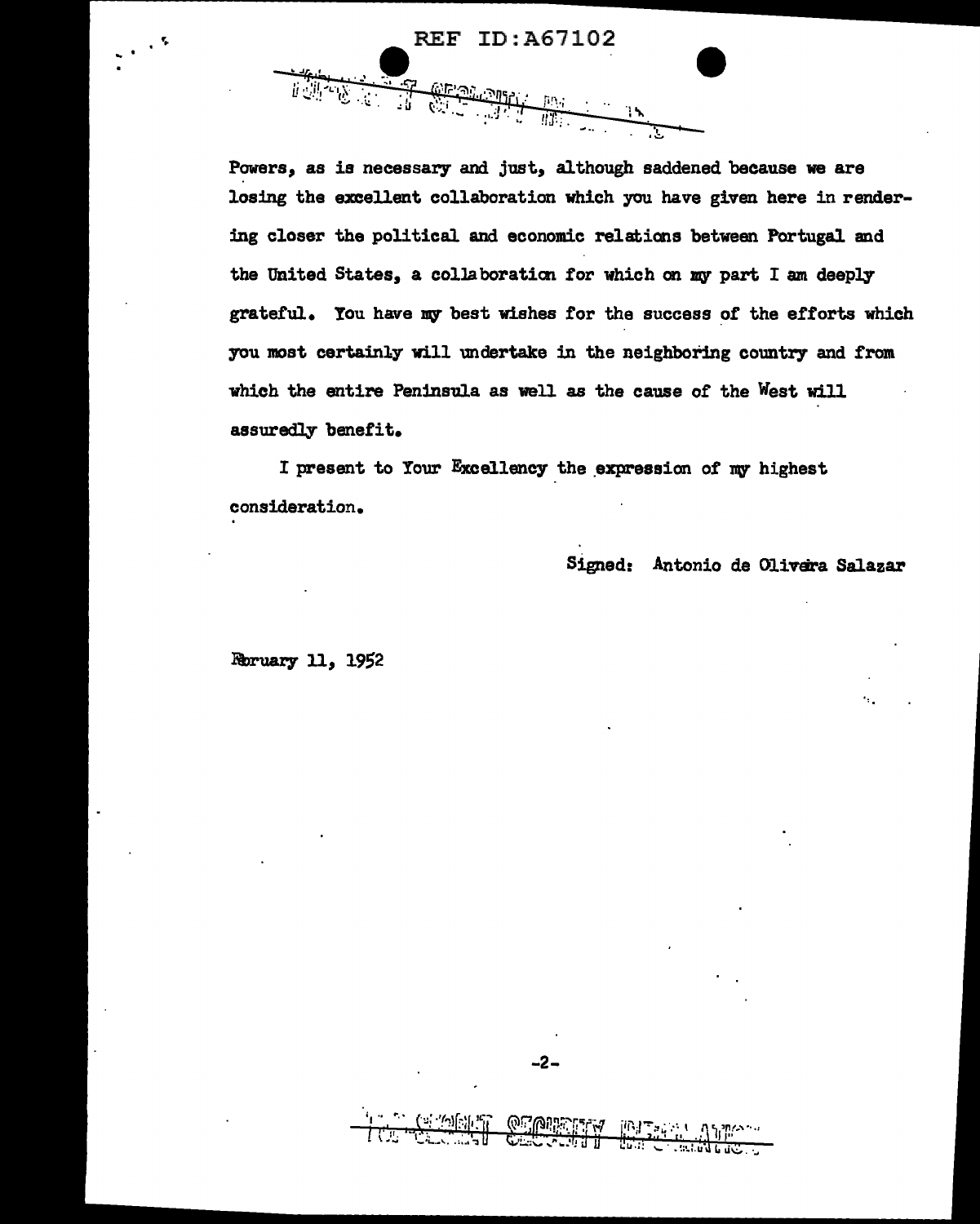Powers, as is necessary and just, although saddened because we are losing the excellent collaboration which you have given here in rendering closer the political and economic relations between Portugal and the United States, a collaboration for which on my part I am deeply grateful. You have my best wishes for the success of the efforts which you most certainly will undertake in the neighboring country and from which the entire Peninsula as well as the cause of the West will assuredly benefit.

I present to Your Excellency the expression of my highest consideration.

Signed: Antonio de Olivera Salazar

February 11, 1952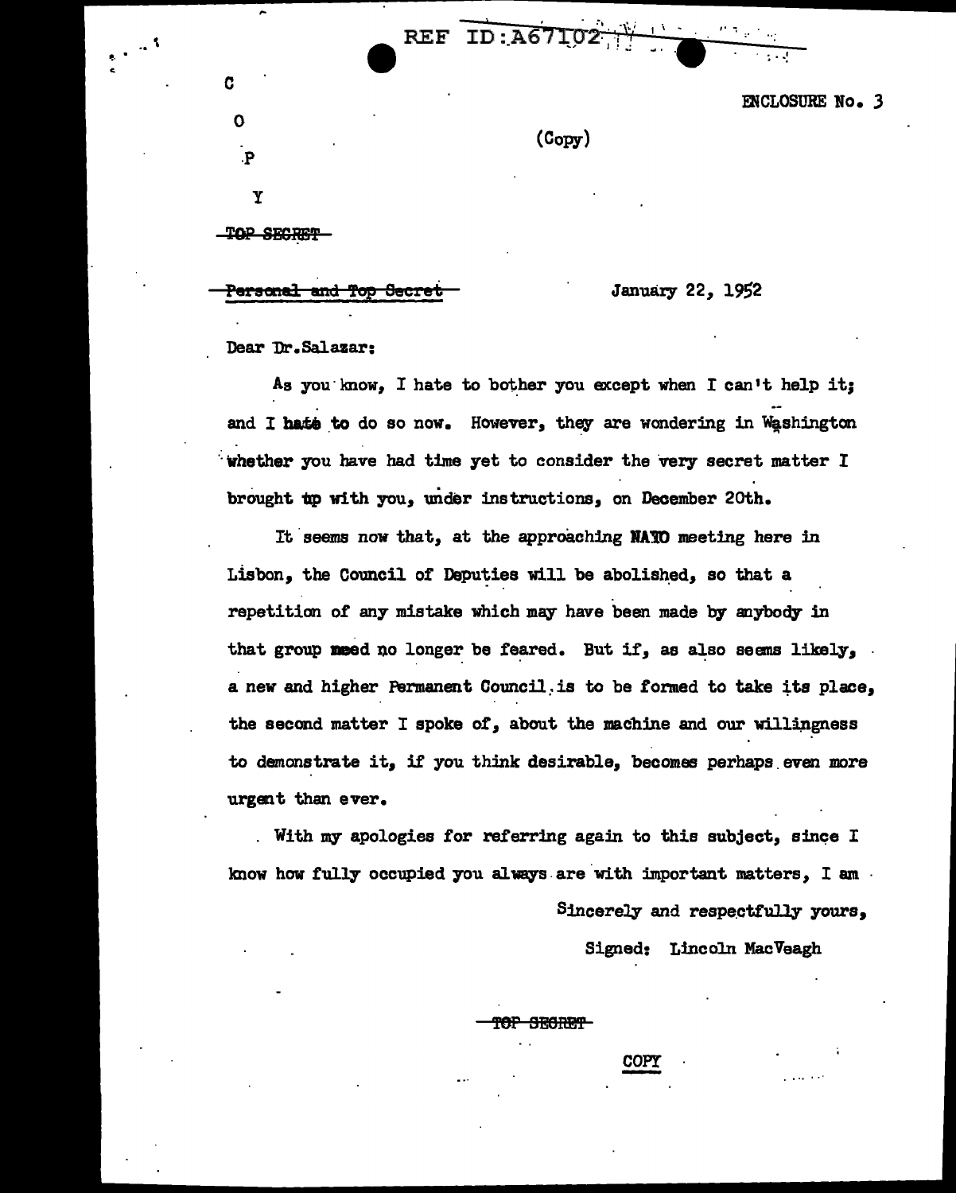REF ID:A67102

ENCLOSURE No. 3

C

O

P

Y

(Copy)

~~TOP SECRET~~

~~Personal and Top Secret~~

January 22, 1952

Dear Dr. Salazar:

As you know, I hate to bother you except when I can't help it; and I hate to do so now. However, they are wondering in Washington whether you have had time yet to consider the very secret matter I brought up with you, under instructions, on December 20th.

It seems now that, at the approaching NATO meeting here in Lisbon, the Council of Deputies will be abolished, so that a repetition of any mistake which may have been made by anybody in that group need no longer be feared. But if, as also seems likely, a new and higher Permanent Council is to be formed to take its place, the second matter I spoke of, about the machine and our willingness to demonstrate it, if you think desirable, becomes perhaps even more urgent than ever.

With my apologies for referring again to this subject, since I know how fully occupied you always are with important matters, I am

Sincerely and respectfully yours,

Signed: Lincoln MacVeagh

~~TOP SECRET~~

COPY